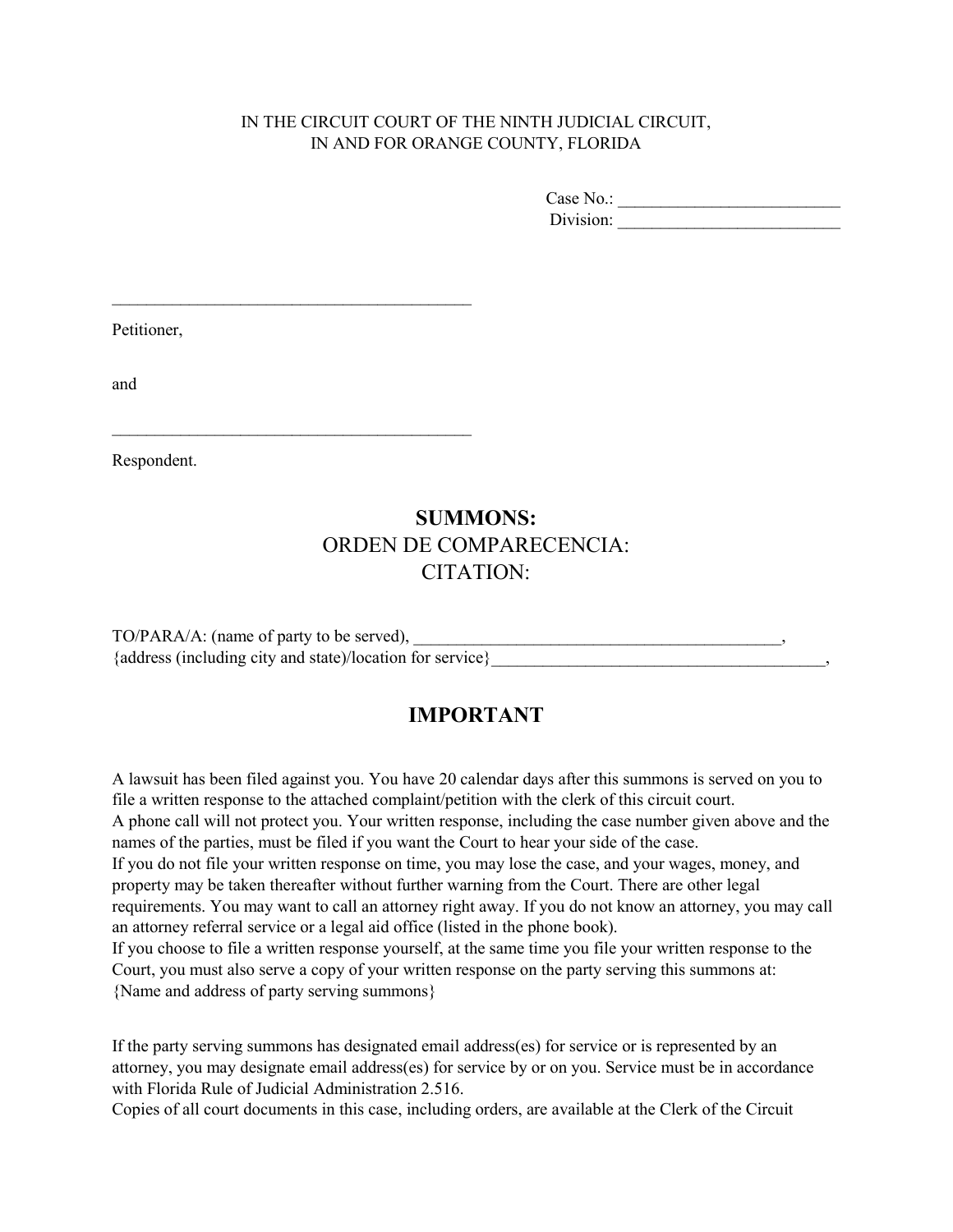IN THE CIRCUIT COURT OF THE NINTH JUDICIAL CIRCUIT,
IN AND FOR ORANGE COUNTY, FLORIDA

Case No.: ___________________________
Division: ___________________________

_____________________________________________

Petitioner,

and

_____________________________________________

Respondent.

# SUMMONS:
## ORDEN DE COMPARECENCIA:
## CITATION:

TO/PARA/A: (name of party to be served), _____________________________________________,
{address (including city and state)/location for service}_________________________________________,

## IMPORTANT

A lawsuit has been filed against you. You have 20 calendar days after this summons is served on you to file a written response to the attached complaint/petition with the clerk of this circuit court.
A phone call will not protect you. Your written response, including the case number given above and the names of the parties, must be filed if you want the Court to hear your side of the case.
If you do not file your written response on time, you may lose the case, and your wages, money, and property may be taken thereafter without further warning from the Court. There are other legal requirements. You may want to call an attorney right away. If you do not know an attorney, you may call an attorney referral service or a legal aid office (listed in the phone book).
If you choose to file a written response yourself, at the same time you file your written response to the Court, you must also serve a copy of your written response on the party serving this summons at:
{Name and address of party serving summons}

If the party serving summons has designated email address(es) for service or is represented by an attorney, you may designate email address(es) for service by or on you. Service must be in accordance with Florida Rule of Judicial Administration 2.516.
Copies of all court documents in this case, including orders, are available at the Clerk of the Circuit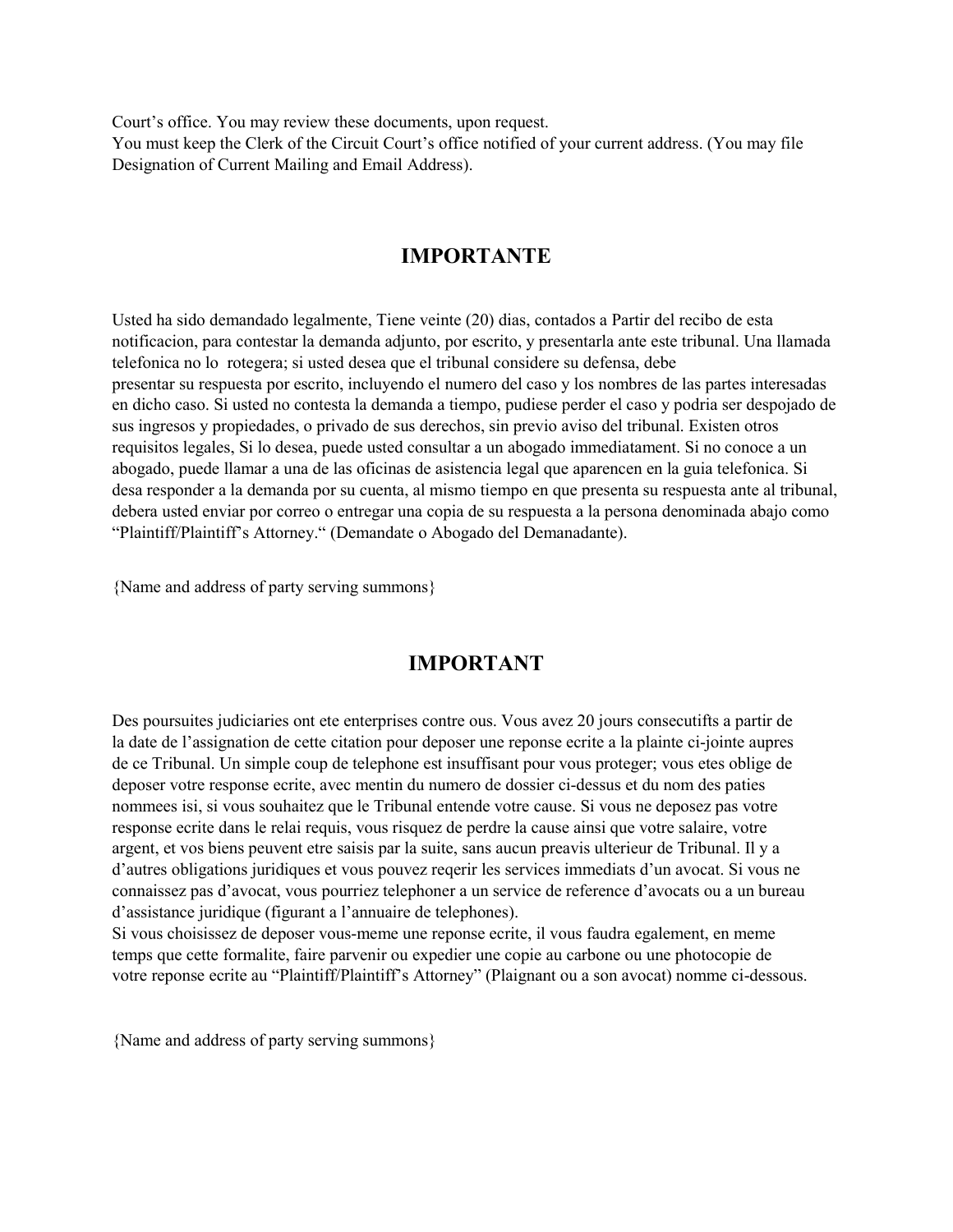Court's office. You may review these documents, upon request.
You must keep the Clerk of the Circuit Court's office notified of your current address. (You may file Designation of Current Mailing and Email Address).

## IMPORTANTE

Usted ha sido demandado legalmente, Tiene veinte (20) dias, contados a Partir del recibo de esta notificacion, para contestar la demanda adjunto, por escrito, y presentarla ante este tribunal. Una llamada telefonica no lo rotegera; si usted desea que el tribunal considere su defensa, debe presentar su respuesta por escrito, incluyendo el numero del caso y los nombres de las partes interesadas en dicho caso. Si usted no contesta la demanda a tiempo, pudiese perder el caso y podria ser despojado de sus ingresos y propiedades, o privado de sus derechos, sin previo aviso del tribunal. Existen otros requisitos legales, Si lo desea, puede usted consultar a un abogado immediatament. Si no conoce a un abogado, puede llamar a una de las oficinas de asistencia legal que aparencen en la guia telefonica. Si desa responder a la demanda por su cuenta, al mismo tiempo en que presenta su respuesta ante al tribunal, debera usted enviar por correo o entregar una copia de su respuesta a la persona denominada abajo como "Plaintiff/Plaintiff's Attorney." (Demandate o Abogado del Demanadante).

{Name and address of party serving summons}

## IMPORTANT

Des poursuites judiciaries ont ete enterprises contre ous. Vous avez 20 jours consecutifts a partir de la date de l'assignation de cette citation pour deposer une reponse ecrite a la plainte ci-jointe aupres de ce Tribunal. Un simple coup de telephone est insuffisant pour vous proteger; vous etes oblige de deposer votre response ecrite, avec mentin du numero de dossier ci-dessus et du nom des paties nommees isi, si vous souhaitez que le Tribunal entende votre cause. Si vous ne deposez pas votre response ecrite dans le relai requis, vous risquez de perdre la cause ainsi que votre salaire, votre argent, et vos biens peuvent etre saisis par la suite, sans aucun preavis ulterieur de Tribunal. Il y a d'autres obligations juridiques et vous pouvez reqerir les services immediats d'un avocat. Si vous ne connaissez pas d'avocat, vous pourriez telephoner a un service de reference d'avocats ou a un bureau d'assistance juridique (figurant a l'annuaire de telephones).
Si vous choisissez de deposer vous-meme une reponse ecrite, il vous faudra egalement, en meme temps que cette formalite, faire parvenir ou expedier une copie au carbone ou une photocopie de votre reponse ecrite au "Plaintiff/Plaintiff's Attorney" (Plaignant ou a son avocat) nomme ci-dessous.

{Name and address of party serving summons}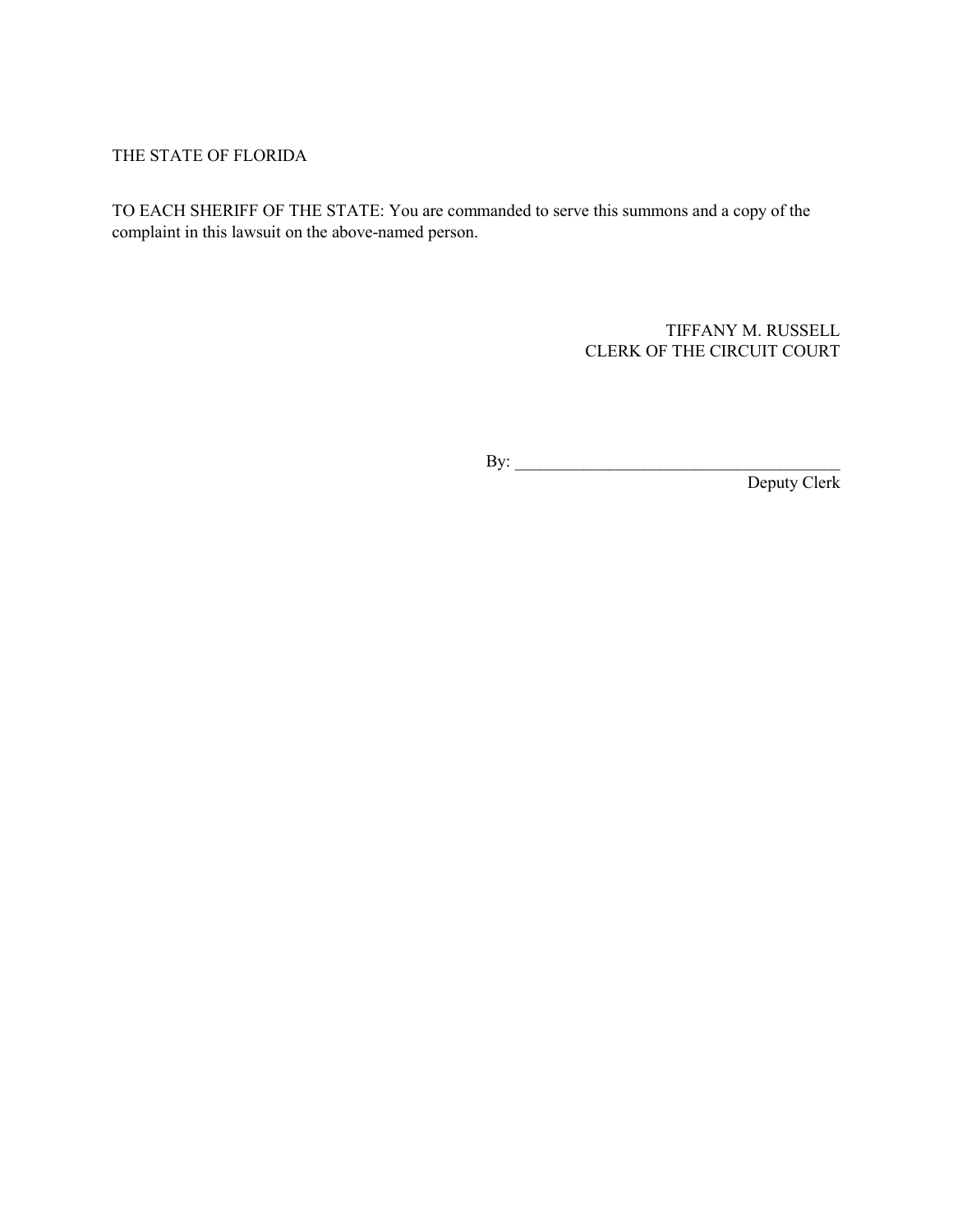THE STATE OF FLORIDA

TO EACH SHERIFF OF THE STATE: You are commanded to serve this summons and a copy of the complaint in this lawsuit on the above-named person.

TIFFANY M. RUSSELL
CLERK OF THE CIRCUIT COURT

By: ______________________________________
Deputy Clerk